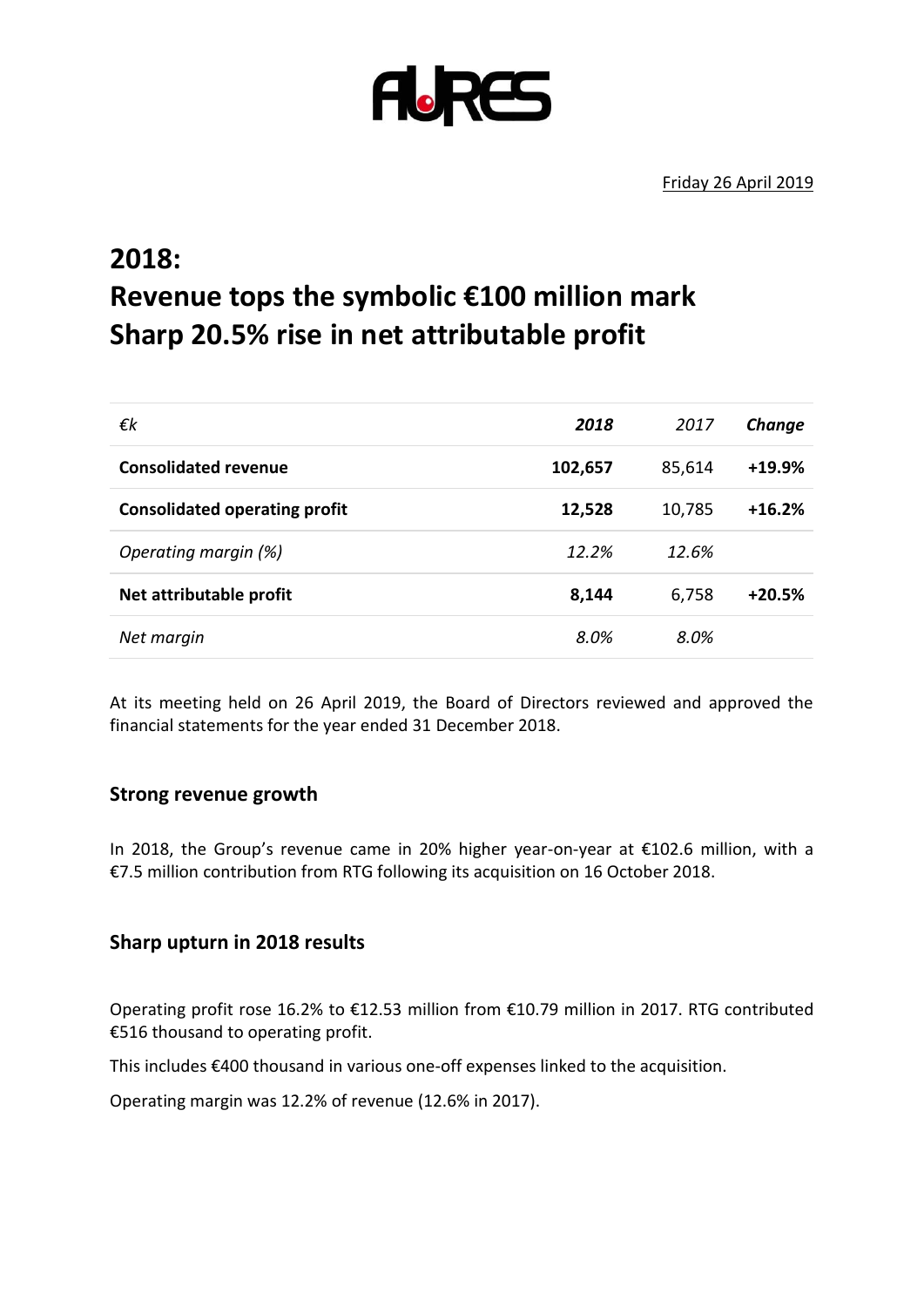AURES

Friday 26 April 2019

# 2018:
# Revenue tops the symbolic €100 million mark
# Sharp 20.5% rise in net attributable profit

| *€k* | ***2018*** | *2017* | ***Change*** |
|---|---|---|---|
| **Consolidated revenue** | **102,657** | 85,614 | **+19.9%** |
| **Consolidated operating profit** | **12,528** | 10,785 | **+16.2%** |
| *Operating margin (%)* | *12.2%* | *12.6%* | |
| **Net attributable profit** | **8,144** | 6,758 | **+20.5%** |
| *Net margin* | *8.0%* | *8.0%* | |

At its meeting held on 26 April 2019, the Board of Directors reviewed and approved the financial statements for the year ended 31 December 2018.

## Strong revenue growth

In 2018, the Group's revenue came in 20% higher year-on-year at €102.6 million, with a €7.5 million contribution from RTG following its acquisition on 16 October 2018.

## Sharp upturn in 2018 results

Operating profit rose 16.2% to €12.53 million from €10.79 million in 2017. RTG contributed €516 thousand to operating profit.

This includes €400 thousand in various one-off expenses linked to the acquisition.

Operating margin was 12.2% of revenue (12.6% in 2017).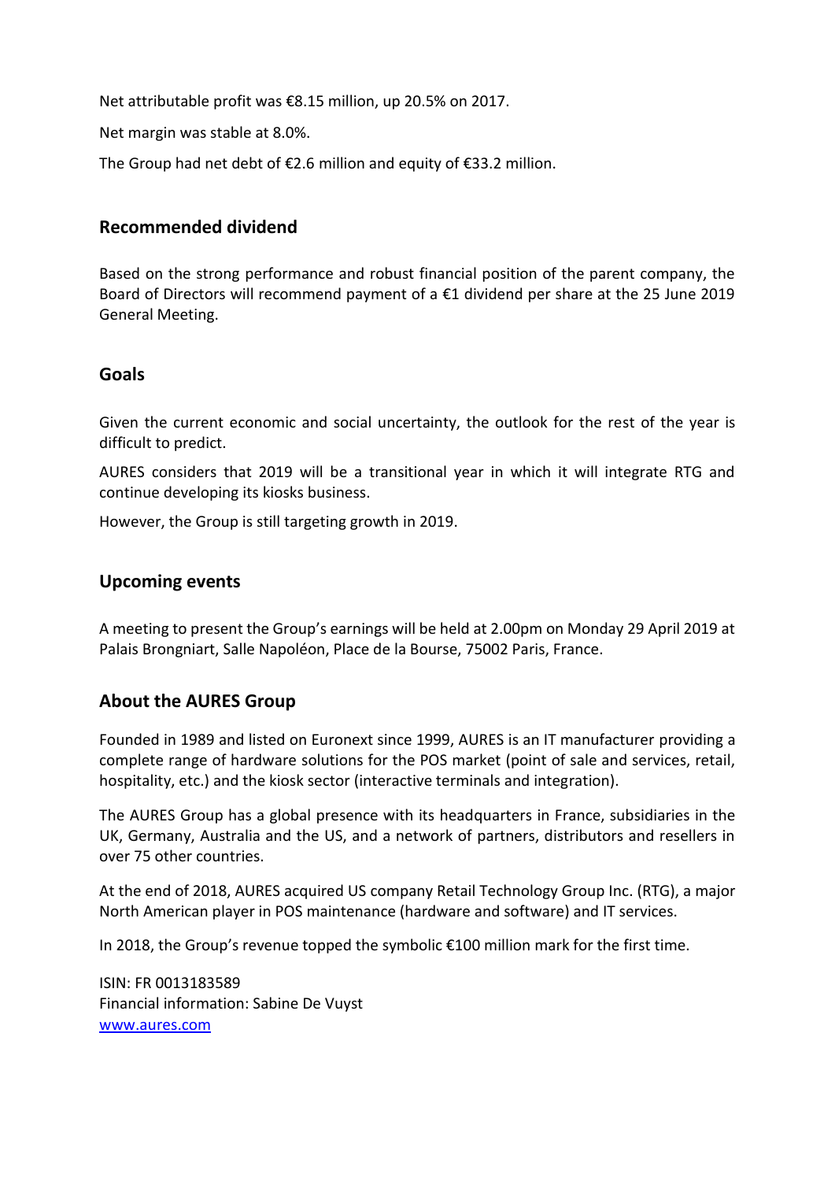Net attributable profit was €8.15 million, up 20.5% on 2017.

Net margin was stable at 8.0%.

The Group had net debt of €2.6 million and equity of €33.2 million.

## Recommended dividend

Based on the strong performance and robust financial position of the parent company, the Board of Directors will recommend payment of a €1 dividend per share at the 25 June 2019 General Meeting.

## Goals

Given the current economic and social uncertainty, the outlook for the rest of the year is difficult to predict.

AURES considers that 2019 will be a transitional year in which it will integrate RTG and continue developing its kiosks business.

However, the Group is still targeting growth in 2019.

## Upcoming events

A meeting to present the Group's earnings will be held at 2.00pm on Monday 29 April 2019 at Palais Brongniart, Salle Napoléon, Place de la Bourse, 75002 Paris, France.

## About the AURES Group

Founded in 1989 and listed on Euronext since 1999, AURES is an IT manufacturer providing a complete range of hardware solutions for the POS market (point of sale and services, retail, hospitality, etc.) and the kiosk sector (interactive terminals and integration).

The AURES Group has a global presence with its headquarters in France, subsidiaries in the UK, Germany, Australia and the US, and a network of partners, distributors and resellers in over 75 other countries.

At the end of 2018, AURES acquired US company Retail Technology Group Inc. (RTG), a major North American player in POS maintenance (hardware and software) and IT services.

In 2018, the Group's revenue topped the symbolic €100 million mark for the first time.

ISIN: FR 0013183589
Financial information: Sabine De Vuyst
[www.aures.com](http://www.aures.com)